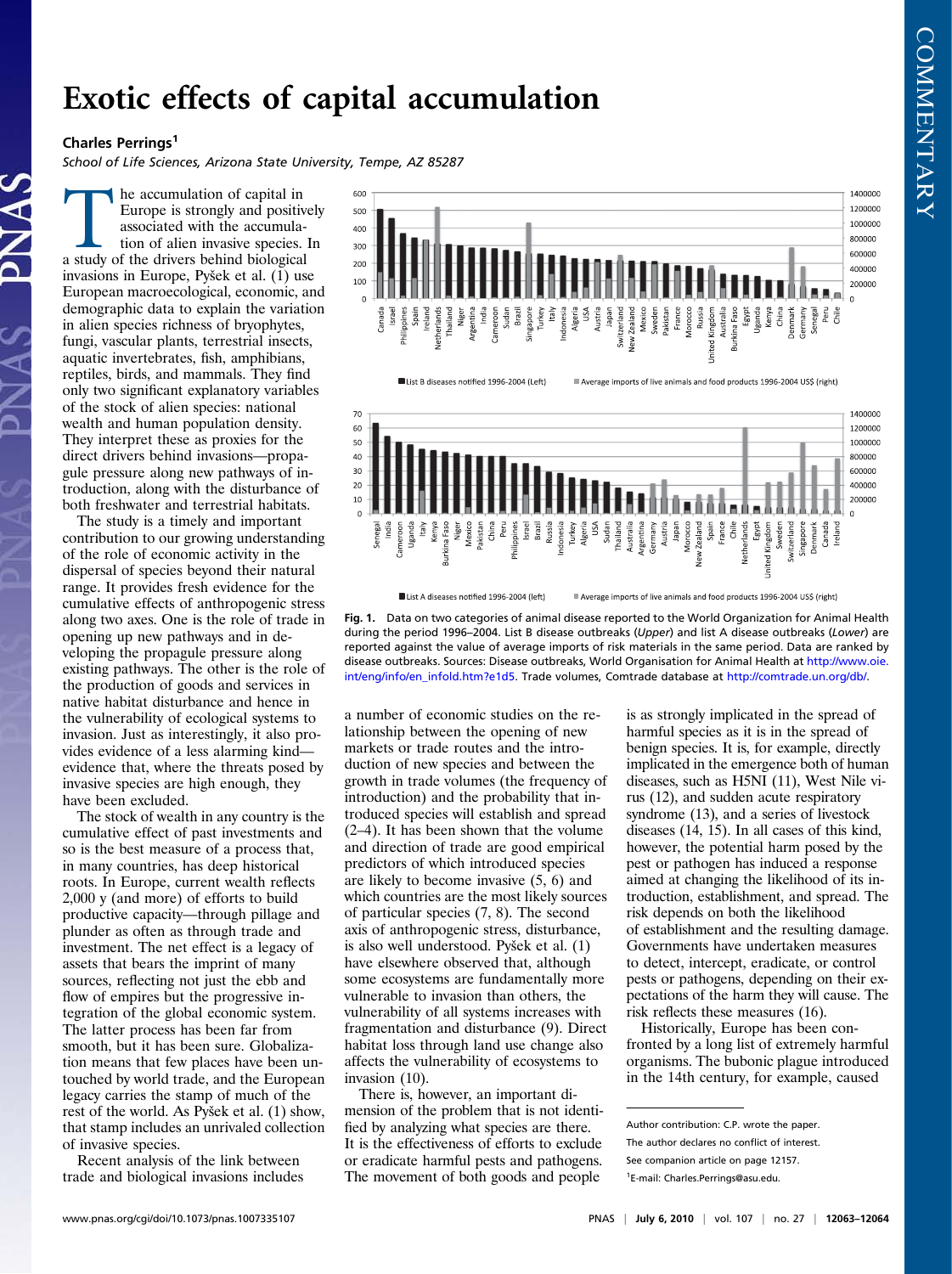# Exotic effects of capital accumulation

**Charles Perrings**[1]

*School of Life Sciences, Arizona State University, Tempe, AZ 85287*

The accumulation of capital in Europe is strongly and positively associated with the accumulation of alien invasive species. In a study of the drivers behind biological invasions in Europe, Pyšek et al. (1) use European macroecological, economic, and demographic data to explain the variation in alien species richness of bryophytes, fungi, vascular plants, terrestrial insects, aquatic invertebrates, fish, amphibians, reptiles, birds, and mammals. They find only two significant explanatory variables of the stock of alien species: national wealth and human population density. They interpret these as proxies for the direct drivers behind invasions—propagule pressure along new pathways of introduction, along with the disturbance of both freshwater and terrestrial habitats.

The study is a timely and important contribution to our growing understanding of the role of economic activity in the dispersal of species beyond their natural range. It provides fresh evidence for the cumulative effects of anthropogenic stress along two axes. One is the role of trade in opening up new pathways and in developing the propagule pressure along existing pathways. The other is the role of the production of goods and services in native habitat disturbance and hence in the vulnerability of ecological systems to invasion. Just as interestingly, it also provides evidence of a less alarming kind—evidence that, where the threats posed by invasive species are high enough, they have been excluded.

The stock of wealth in any country is the cumulative effect of past investments and so is the best measure of a process that, in many countries, has deep historical roots. In Europe, current wealth reflects 2,000 y (and more) of efforts to build productive capacity—through pillage and plunder as often as through trade and investment. The net effect is a legacy of assets that bears the imprint of many sources, reflecting not just the ebb and flow of empires but the progressive integration of the global economic system. The latter process has been far from smooth, but it has been sure. Globalization means that few places have been untouched by world trade, and the European legacy carries the stamp of much of the rest of the world. As Pyšek et al. (1) show, that stamp includes an unrivaled collection of invasive species.

Recent analysis of the link between trade and biological invasions includes a number of economic studies on the relationship between the opening of new markets or trade routes and the introduction of new species and between the growth in trade volumes (the frequency of introduction) and the probability that introduced species will establish and spread (2–4). It has been shown that the volume and direction of trade are good empirical predictors of which introduced species are likely to become invasive (5, 6) and which countries are the most likely sources of particular species (7, 8). The second axis of anthropogenic stress, disturbance, is also well understood. Pyšek et al. (1) have elsewhere observed that, although some ecosystems are fundamentally more vulnerable to invasion than others, the vulnerability of all systems increases with fragmentation and disturbance (9). Direct habitat loss through land use change also affects the vulnerability of ecosystems to invasion (10).

There is, however, an important dimension of the problem that is not identified by analyzing what species are there. It is the effectiveness of efforts to exclude or eradicate harmful pests and pathogens. The movement of both goods and people is as strongly implicated in the spread of harmful species as it is in the spread of benign species. It is, for example, directly implicated in the emergence both of human diseases, such as H5NI (11), West Nile virus (12), and sudden acute respiratory syndrome (13), and a series of livestock diseases (14, 15). In all cases of this kind, however, the potential harm posed by the pest or pathogen has induced a response aimed at changing the likelihood of its introduction, establishment, and spread. The risk depends on both the likelihood of establishment and the resulting damage. Governments have undertaken measures to detect, intercept, eradicate, or control pests or pathogens, depending on their expectations of the harm they will cause. The risk reflects these measures (16).

Historically, Europe has been confronted by a long list of extremely harmful organisms. The bubonic plague introduced in the 14th century, for example, caused

600
500
400
300
200
100
0

1400000
1200000
1000000
800000
600000
400000
200000
0

Canada, Israel, Philippines, Spain, Ireland, Netherlands, Thailand, Niger, Argentina, India, Cameroon, Sudan, Brazil, Singapore, Turkey, Italy, Indonesia, Algeria, USA, Austria, Japan, Switzerland, New Zealand, Mexico, Sweden, Pakistan, France, Morocco, Russia, United Kingdom, Australia, Burkina Faso, Chile, Egypt, Uganda, Kenya, China, Denmark, Germany, Senegal, Peru, Chile

■ List B diseases notified 1996-2004 (Left) ■ Average imports of live animals and food products 1996-2004 US$ (right)

70
60
50
40
30
20
10
0

1400000
1200000
1000000
800000
600000
400000
200000
0

Senegal, India, Cameroon, Uganda, Italy, Kenya, Burkina Faso, Niger, Mexico, Pakistan, China, Peru, Philippines, Israel, Brazil, Russia, Indonesia, Turkey, Algeria, USA, Sudan, Thailand, Australia, Argentina, Germany, Austria, Japan, Morocco, New Zealand, Spain, France, Chile, Netherlands, Egypt, United Kingdom, Sweden, Switzerland, Singapore, Denmark, Canada, Ireland

■ List A diseases notified 1996-2004 (left) ■ Average imports of live animals and food products 1996-2004 US$ (right)

**Fig. 1.** Data on two categories of animal disease reported to the World Organization for Animal Health during the period 1996–2004. List B disease outbreaks (*Upper*) and list A disease outbreaks (*Lower*) are reported against the value of average imports of risk materials in the same period. Data are ranked by disease outbreaks. Sources: Disease outbreaks, World Organisation for Animal Health at http://www.oie.int/eng/info/en_infold.htm?e1d5. Trade volumes, Comtrade database at http://comtrade.un.org/db/.

Author contribution: C.P. wrote the paper.

The author declares no conflict of interest.

See companion article on page 12157.

[1]E-mail: Charles.Perrings@asu.edu.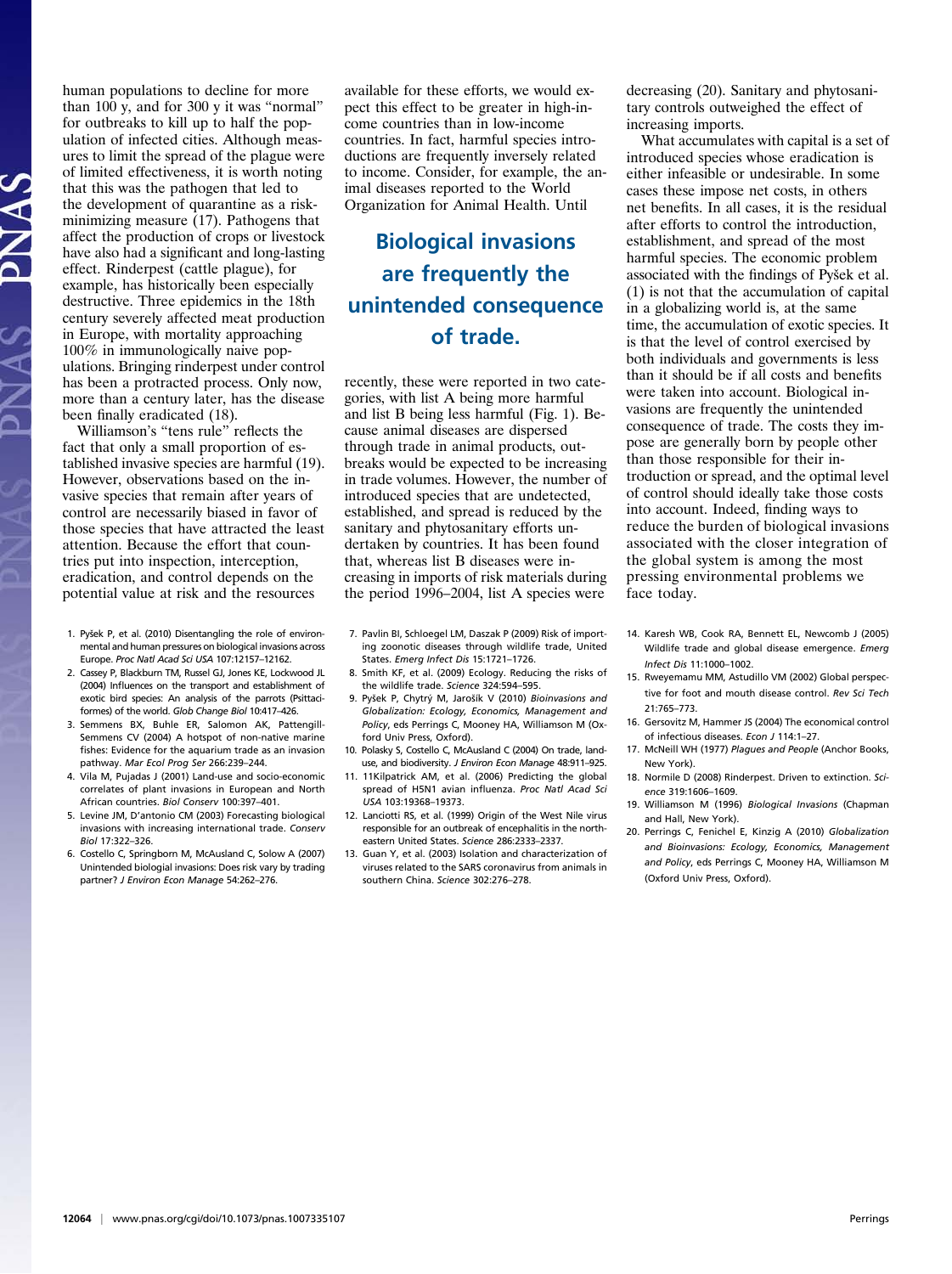human populations to decline for more than 100 y, and for 300 y it was "normal" for outbreaks to kill up to half the population of infected cities. Although measures to limit the spread of the plague were of limited effectiveness, it is worth noting that this was the pathogen that led to the development of quarantine as a risk-minimizing measure (17). Pathogens that affect the production of crops or livestock have also had a significant and long-lasting effect. Rinderpest (cattle plague), for example, has historically been especially destructive. Three epidemics in the 18th century severely affected meat production in Europe, with mortality approaching 100% in immunologically naive populations. Bringing rinderpest under control has been a protracted process. Only now, more than a century later, has the disease been finally eradicated (18).

Williamson's "tens rule" reflects the fact that only a small proportion of established invasive species are harmful (19). However, observations based on the invasive species that remain after years of control are necessarily biased in favor of those species that have attracted the least attention. Because the effort that countries put into inspection, interception, eradication, and control depends on the potential value at risk and the resources available for these efforts, we would expect this effect to be greater in high-income countries than in low-income countries. In fact, harmful species introductions are frequently inversely related to income. Consider, for example, the animal diseases reported to the World Organization for Animal Health. Until recently, these were reported in two categories, with list A being more harmful and list B being less harmful (Fig. 1). Because animal diseases are dispersed through trade in animal products, outbreaks would be expected to be increasing in trade volumes. However, the number of introduced species that are undetected, established, and spread is reduced by the sanitary and phytosanitary efforts undertaken by countries. It has been found that, whereas list B diseases were increasing in imports of risk materials during the period 1996–2004, list A species were decreasing (20). Sanitary and phytosanitary controls outweighed the effect of increasing imports.

**Biological invasions are frequently the unintended consequence of trade.**

What accumulates with capital is a set of introduced species whose eradication is either infeasible or undesirable. In some cases these impose net costs, in others net benefits. In all cases, it is the residual after efforts to control the introduction, establishment, and spread of the most harmful species. The economic problem associated with the findings of Pyšek et al. (1) is not that the accumulation of capital in a globalizing world is, at the same time, the accumulation of exotic species. It is that the level of control exercised by both individuals and governments is less than it should be if all costs and benefits were taken into account. Biological invasions are frequently the unintended consequence of trade. The costs they impose are generally born by people other than those responsible for their introduction or spread, and the optimal level of control should ideally take those costs into account. Indeed, finding ways to reduce the burden of biological invasions associated with the closer integration of the global system is among the most pressing environmental problems we face today.

1. Pyšek P, et al. (2010) Disentangling the role of environmental and human pressures on biological invasions across Europe. *Proc Natl Acad Sci USA* 107:12157–12162.
2. Cassey P, Blackburn TM, Russel GJ, Jones KE, Lockwood JL (2004) Influences on the transport and establishment of exotic bird species: An analysis of the parrots (Psittaciformes) of the world. *Glob Change Biol* 10:417–426.
3. Semmens BX, Buhle ER, Salomon AK, Pattengill-Semmens CV (2004) A hotspot of non-native marine fishes: Evidence for the aquarium trade as an invasion pathway. *Mar Ecol Prog Ser* 266:239–244.
4. Vila M, Pujadas J (2001) Land-use and socio-economic correlates of plant invasions in European and North African countries. *Biol Conserv* 100:397–401.
5. Levine JM, D'antonio CM (2003) Forecasting biological invasions with increasing international trade. *Conserv Biol* 17:322–326.
6. Costello C, Springborn M, McAusland C, Solow A (2007) Unintended biologial invasions: Does risk vary by trading partner? *J Environ Econ Manage* 54:262–276.
7. Pavlin BI, Schloegel LM, Daszak P (2009) Risk of importing zoonotic diseases through wildlife trade, United States. *Emerg Infect Dis* 15:1721–1726.
8. Smith KF, et al. (2009) Ecology. Reducing the risks of the wildlife trade. *Science* 324:594–595.
9. Pyšek P, Chytrý M, Jarošík V (2010) *Bioinvasions and Globalization: Ecology, Economics, Management and Policy*, eds Perrings C, Mooney HA, Williamson M (Oxford Univ Press, Oxford).
10. Polasky S, Costello C, McAusland C (2004) On trade, land-use, and biodiversity. *J Environ Econ Manage* 48:911–925.
11. 11Kilpatrick AM, et al. (2006) Predicting the global spread of H5N1 avian influenza. *Proc Natl Acad Sci USA* 103:19368–19373.
12. Lanciotti RS, et al. (1999) Origin of the West Nile virus responsible for an outbreak of encephalitis in the northeastern United States. *Science* 286:2333–2337.
13. Guan Y, et al. (2003) Isolation and characterization of viruses related to the SARS coronavirus from animals in southern China. *Science* 302:276–278.
14. Karesh WB, Cook RA, Bennett EL, Newcomb J (2005) Wildlife trade and global disease emergence. *Emerg Infect Dis* 11:1000–1002.
15. Rweyemamu MM, Astudillo VM (2002) Global perspective for foot and mouth disease control. *Rev Sci Tech* 21:765–773.
16. Gersovitz M, Hammer JS (2004) The economical control of infectious diseases. *Econ J* 114:1–27.
17. McNeill WH (1977) *Plagues and People* (Anchor Books, New York).
18. Normile D (2008) Rinderpest. Driven to extinction. *Science* 319:1606–1609.
19. Williamson M (1996) *Biological Invasions* (Chapman and Hall, New York).
20. Perrings C, Fenichel E, Kinzig A (2010) *Globalization and Bioinvasions: Ecology, Economics, Management and Policy*, eds Perrings C, Mooney HA, Williamson M (Oxford Univ Press, Oxford).